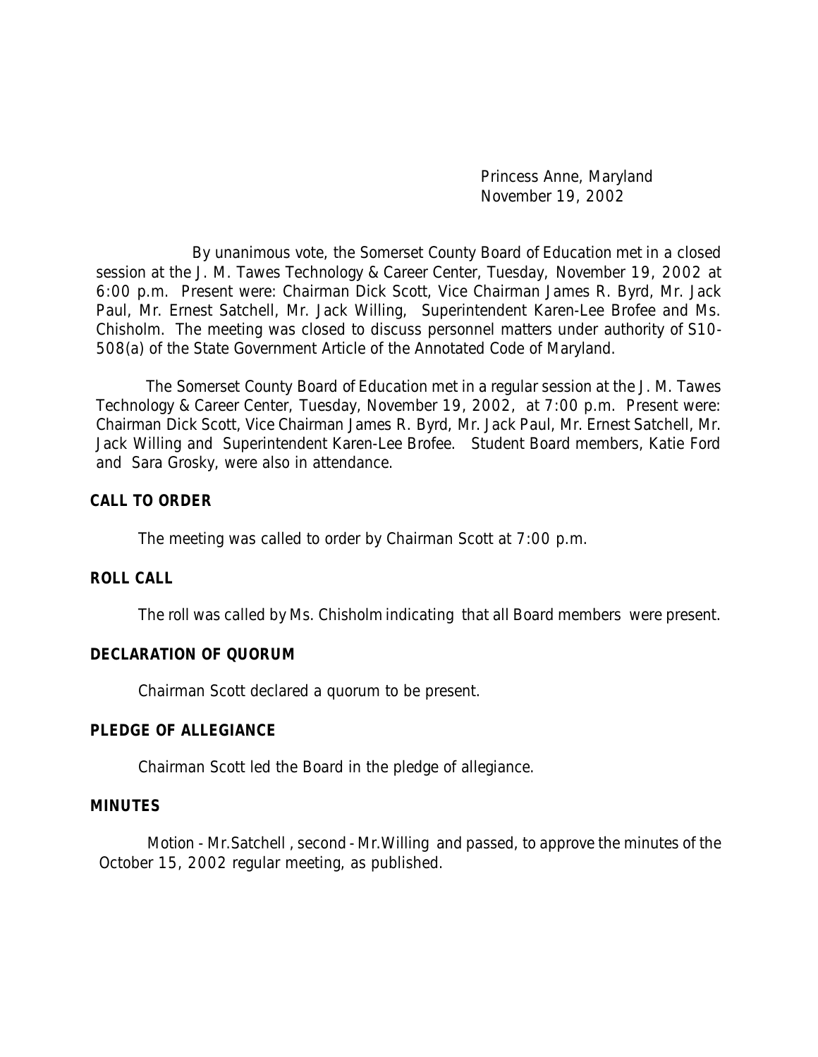Princess Anne, Maryland
November 19, 2002

By unanimous vote, the Somerset County Board of Education met in a closed session at the J. M. Tawes Technology & Career Center, Tuesday, November 19, 2002 at 6:00 p.m. Present were: Chairman Dick Scott, Vice Chairman James R. Byrd, Mr. Jack Paul, Mr. Ernest Satchell, Mr. Jack Willing, Superintendent Karen-Lee Brofee and Ms. Chisholm. The meeting was closed to discuss personnel matters under authority of S10-508(a) of the State Government Article of the Annotated Code of Maryland.

The Somerset County Board of Education met in a regular session at the J. M. Tawes Technology & Career Center, Tuesday, November 19, 2002, at 7:00 p.m. Present were: Chairman Dick Scott, Vice Chairman James R. Byrd, Mr. Jack Paul, Mr. Ernest Satchell, Mr. Jack Willing and Superintendent Karen-Lee Brofee. Student Board members, Katie Ford and Sara Grosky, were also in attendance.

**CALL TO ORDER**

The meeting was called to order by Chairman Scott at 7:00 p.m.

**ROLL CALL**

The roll was called by Ms. Chisholm indicating that all Board members were present.

**DECLARATION OF QUORUM**

Chairman Scott declared a quorum to be present.

**PLEDGE OF ALLEGIANCE**

Chairman Scott led the Board in the pledge of allegiance.

**MINUTES**

Motion - Mr.Satchell , second - Mr.Willing and passed, to approve the minutes of the October 15, 2002 regular meeting, as published.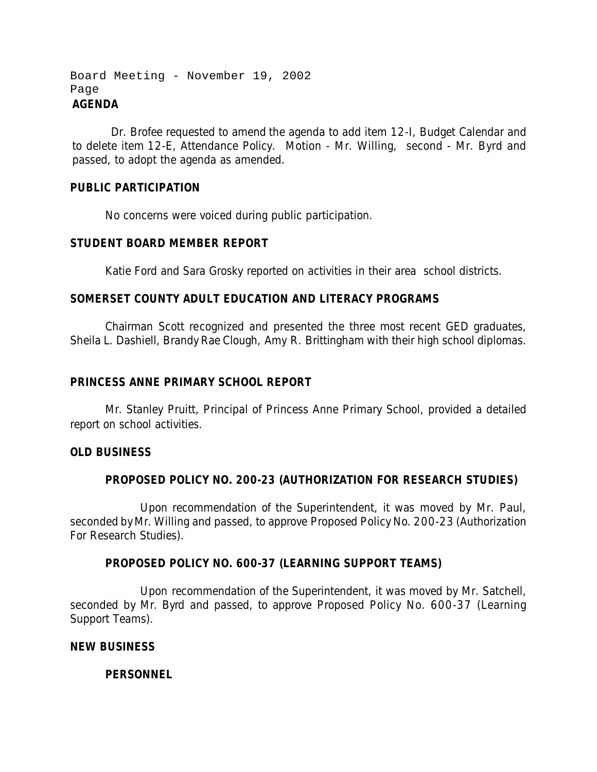**AGENDA**

Dr. Brofee requested to amend the agenda to add item 12-I, Budget Calendar and to delete item 12-E, Attendance Policy. Motion - Mr. Willing, second - Mr. Byrd and passed, to adopt the agenda as amended.

**PUBLIC PARTICIPATION**

No concerns were voiced during public participation.

**STUDENT BOARD MEMBER REPORT**

Katie Ford and Sara Grosky reported on activities in their area school districts.

**SOMERSET COUNTY ADULT EDUCATION AND LITERACY PROGRAMS**

Chairman Scott recognized and presented the three most recent GED graduates, Sheila L. Dashiell, Brandy Rae Clough, Amy R. Brittingham with their high school diplomas.

**PRINCESS ANNE PRIMARY SCHOOL REPORT**

Mr. Stanley Pruitt, Principal of Princess Anne Primary School, provided a detailed report on school activities.

**OLD BUSINESS**

**PROPOSED POLICY NO. 200-23 (AUTHORIZATION FOR RESEARCH STUDIES)**

Upon recommendation of the Superintendent, it was moved by Mr. Paul, seconded by Mr. Willing and passed, to approve Proposed Policy No. 200-23 (Authorization For Research Studies).

**PROPOSED POLICY NO. 600-37 (LEARNING SUPPORT TEAMS)**

Upon recommendation of the Superintendent, it was moved by Mr. Satchell, seconded by Mr. Byrd and passed, to approve Proposed Policy No. 600-37 (Learning Support Teams).

**NEW BUSINESS**

**PERSONNEL**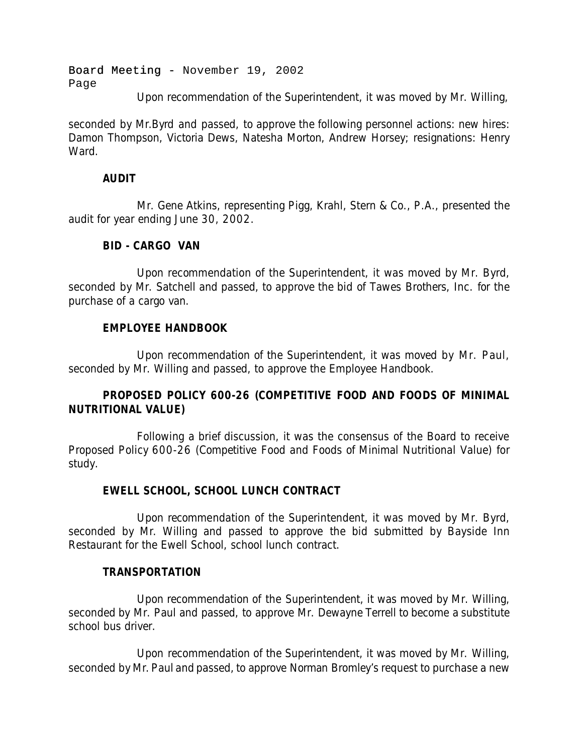Upon recommendation of the Superintendent, it was moved by Mr. Willing, seconded by Mr.Byrd and passed, to approve the following personnel actions: new hires: Damon Thompson, Victoria Dews, Natesha Morton, Andrew Horsey; resignations: Henry Ward.

**AUDIT**

Mr. Gene Atkins, representing Pigg, Krahl, Stern & Co., P.A., presented the audit for year ending June 30, 2002.

**BID - CARGO VAN**

Upon recommendation of the Superintendent, it was moved by Mr. Byrd, seconded by Mr. Satchell and passed, to approve the bid of Tawes Brothers, Inc. for the purchase of a cargo van.

**EMPLOYEE HANDBOOK**

Upon recommendation of the Superintendent, it was moved by Mr. Paul, seconded by Mr. Willing and passed, to approve the Employee Handbook.

**PROPOSED POLICY 600-26 (COMPETITIVE FOOD AND FOODS OF MINIMAL NUTRITIONAL VALUE)**

Following a brief discussion, it was the consensus of the Board to receive Proposed Policy 600-26 (Competitive Food and Foods of Minimal Nutritional Value) for study.

**EWELL SCHOOL, SCHOOL LUNCH CONTRACT**

Upon recommendation of the Superintendent, it was moved by Mr. Byrd, seconded by Mr. Willing and passed to approve the bid submitted by Bayside Inn Restaurant for the Ewell School, school lunch contract.

**TRANSPORTATION**

Upon recommendation of the Superintendent, it was moved by Mr. Willing, seconded by Mr. Paul and passed, to approve Mr. Dewayne Terrell to become a substitute school bus driver.

Upon recommendation of the Superintendent, it was moved by Mr. Willing, seconded by Mr. Paul and passed, to approve Norman Bromley's request to purchase a new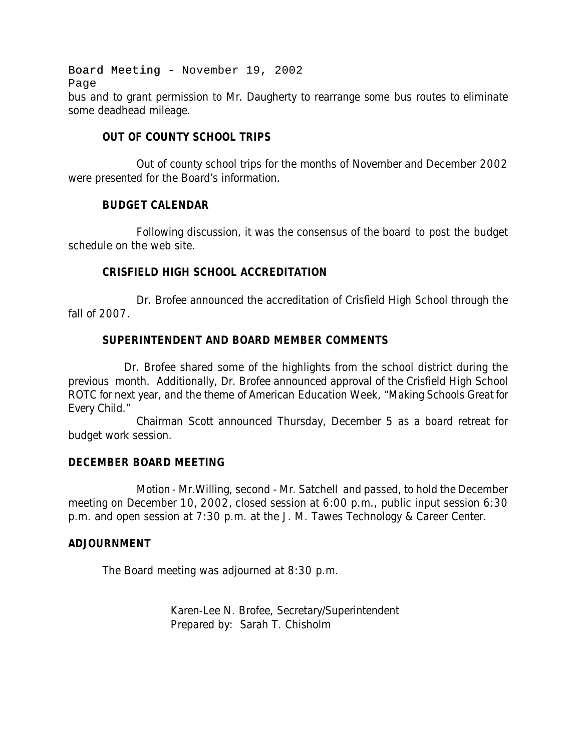bus and to grant permission to Mr. Daugherty to rearrange some bus routes to eliminate some deadhead mileage.

**OUT OF COUNTY SCHOOL TRIPS**

Out of county school trips for the months of November and December 2002 were presented for the Board's information.

**BUDGET CALENDAR**

Following discussion, it was the consensus of the board to post the budget schedule on the web site.

**CRISFIELD HIGH SCHOOL ACCREDITATION**

Dr. Brofee announced the accreditation of Crisfield High School through the fall of 2007.

**SUPERINTENDENT AND BOARD MEMBER COMMENTS**

Dr. Brofee shared some of the highlights from the school district during the previous month. Additionally, Dr. Brofee announced approval of the Crisfield High School ROTC for next year, and the theme of American Education Week, "Making Schools Great for Every Child."

Chairman Scott announced Thursday, December 5 as a board retreat for budget work session.

**DECEMBER BOARD MEETING**

Motion - Mr.Willing, second - Mr. Satchell and passed, to hold the December meeting on December 10, 2002, closed session at 6:00 p.m., public input session 6:30 p.m. and open session at 7:30 p.m. at the J. M. Tawes Technology & Career Center.

**ADJOURNMENT**

The Board meeting was adjourned at 8:30 p.m.

Karen-Lee N. Brofee, Secretary/Superintendent
Prepared by: Sarah T. Chisholm